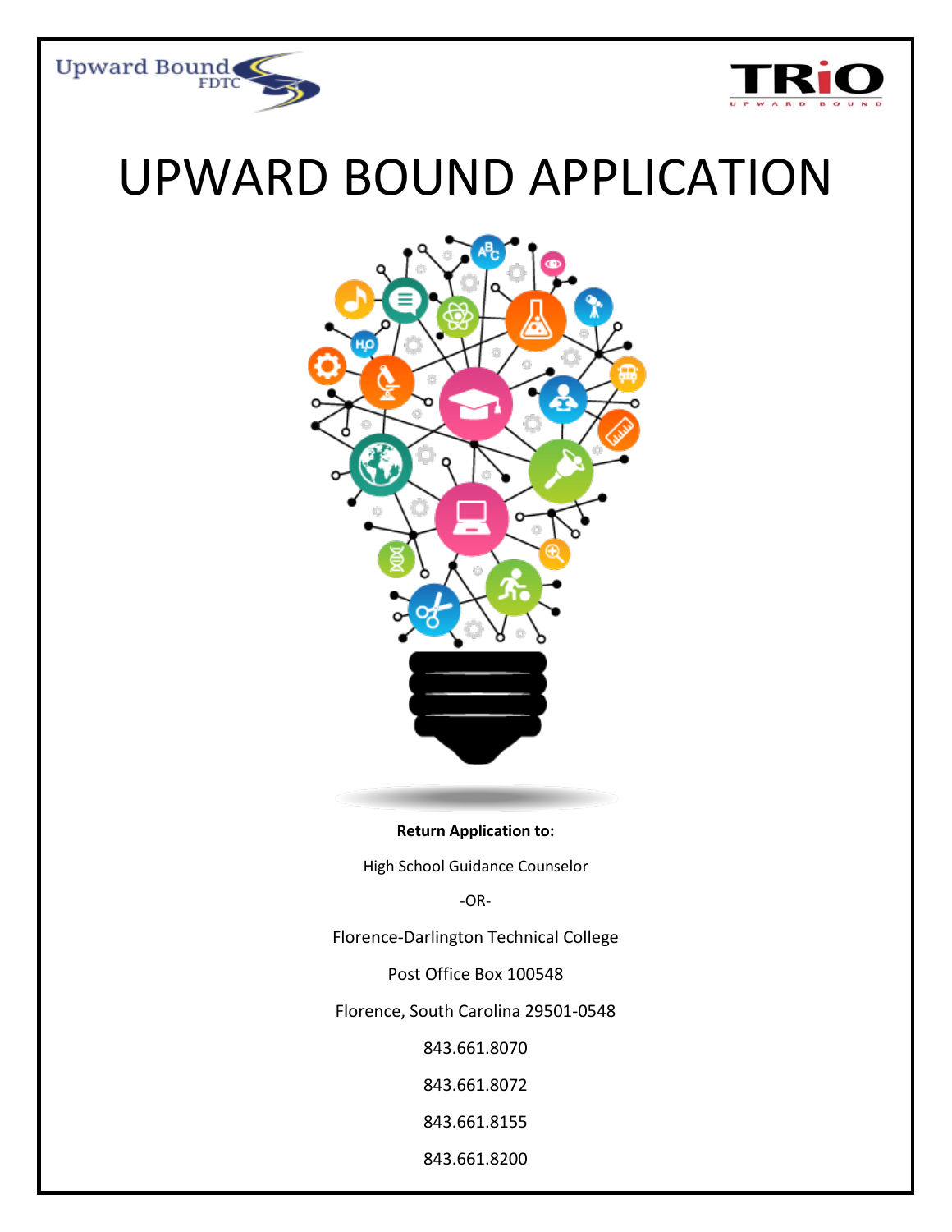# UPWARD BOUND APPLICATION

**Return Application to:**

High School Guidance Counselor

-OR-

Florence-Darlington Technical College

Post Office Box 100548

Florence, South Carolina 29501-0548

843.661.8070

843.661.8072

843.661.8155

843.661.8200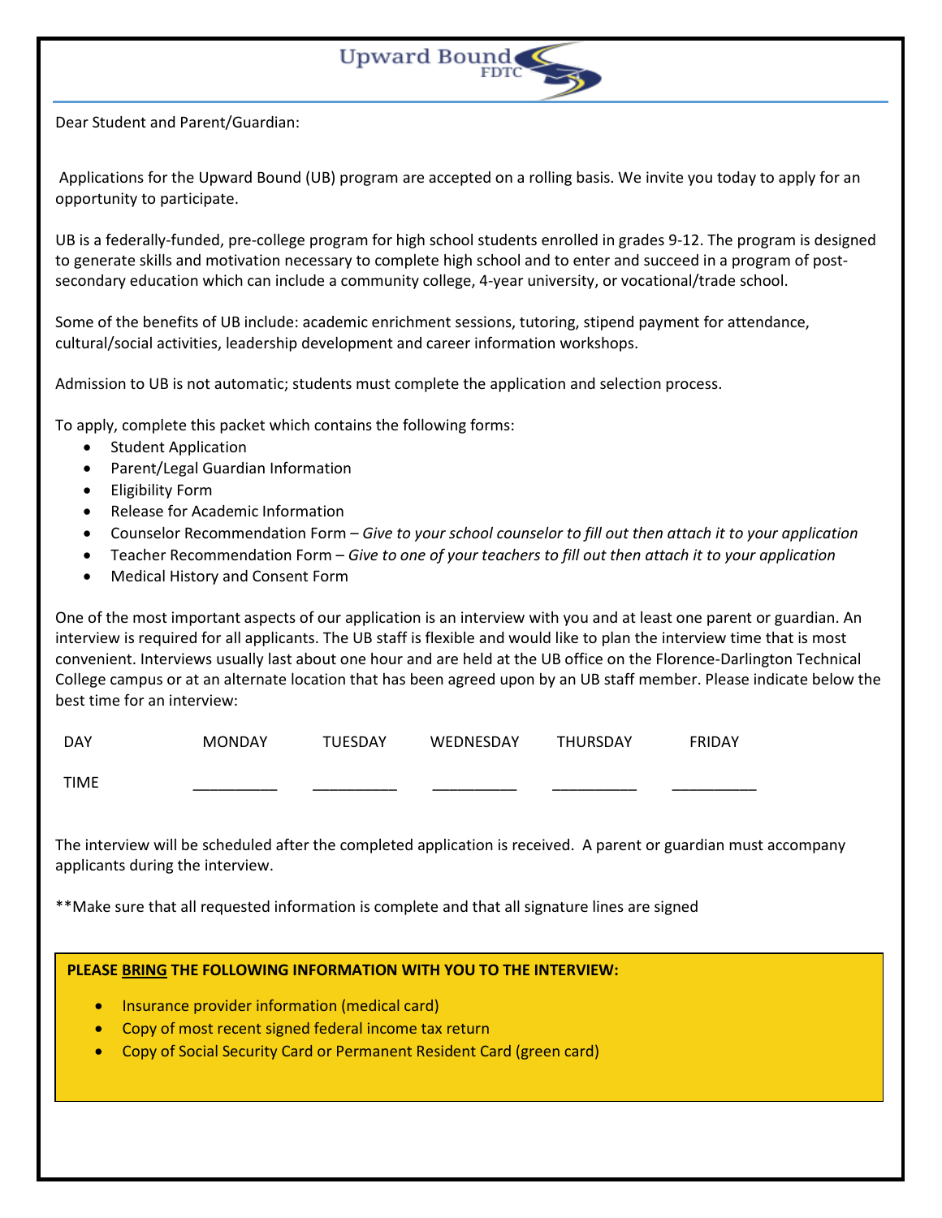Upward Bound FDTC

Dear Student and Parent/Guardian:

Applications for the Upward Bound (UB) program are accepted on a rolling basis. We invite you today to apply for an opportunity to participate.

UB is a federally-funded, pre-college program for high school students enrolled in grades 9-12. The program is designed to generate skills and motivation necessary to complete high school and to enter and succeed in a program of post-secondary education which can include a community college, 4-year university, or vocational/trade school.

Some of the benefits of UB include: academic enrichment sessions, tutoring, stipend payment for attendance, cultural/social activities, leadership development and career information workshops.

Admission to UB is not automatic; students must complete the application and selection process.

To apply, complete this packet which contains the following forms:

- Student Application
- Parent/Legal Guardian Information
- Eligibility Form
- Release for Academic Information
- Counselor Recommendation Form – *Give to your school counselor to fill out then attach it to your application*
- Teacher Recommendation Form – *Give to one of your teachers to fill out then attach it to your application*
- Medical History and Consent Form

One of the most important aspects of our application is an interview with you and at least one parent or guardian. An interview is required for all applicants. The UB staff is flexible and would like to plan the interview time that is most convenient. Interviews usually last about one hour and are held at the UB office on the Florence-Darlington Technical College campus or at an alternate location that has been agreed upon by an UB staff member. Please indicate below the best time for an interview:

| DAY | MONDAY | TUESDAY | WEDNESDAY | THURSDAY | FRIDAY |
|---|---|---|---|---|---|
| TIME | __________ | __________ | __________ | __________ | __________ |

The interview will be scheduled after the completed application is received. A parent or guardian must accompany applicants during the interview.

**Make sure that all requested information is complete and that all signature lines are signed

**PLEASE <u>BRING</u> THE FOLLOWING INFORMATION WITH YOU TO THE INTERVIEW:**

- Insurance provider information (medical card)
- Copy of most recent signed federal income tax return
- Copy of Social Security Card or Permanent Resident Card (green card)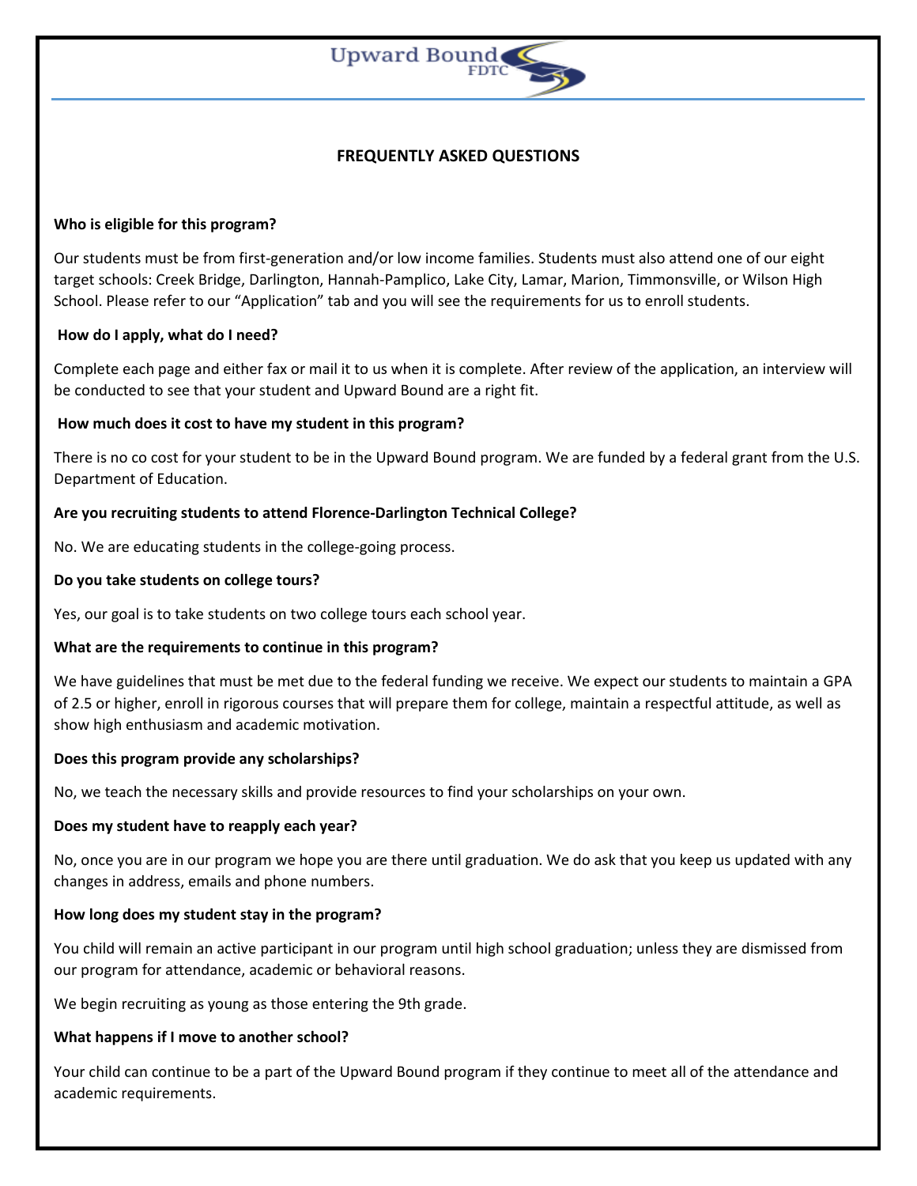Upward Bound FDTC

## FREQUENTLY ASKED QUESTIONS

**Who is eligible for this program?**

Our students must be from first-generation and/or low income families. Students must also attend one of our eight target schools: Creek Bridge, Darlington, Hannah-Pamplico, Lake City, Lamar, Marion, Timmonsville, or Wilson High School. Please refer to our "Application" tab and you will see the requirements for us to enroll students.

**How do I apply, what do I need?**

Complete each page and either fax or mail it to us when it is complete. After review of the application, an interview will be conducted to see that your student and Upward Bound are a right fit.

**How much does it cost to have my student in this program?**

There is no co cost for your student to be in the Upward Bound program. We are funded by a federal grant from the U.S. Department of Education.

**Are you recruiting students to attend Florence-Darlington Technical College?**

No. We are educating students in the college-going process.

**Do you take students on college tours?**

Yes, our goal is to take students on two college tours each school year.

**What are the requirements to continue in this program?**

We have guidelines that must be met due to the federal funding we receive. We expect our students to maintain a GPA of 2.5 or higher, enroll in rigorous courses that will prepare them for college, maintain a respectful attitude, as well as show high enthusiasm and academic motivation.

**Does this program provide any scholarships?**

No, we teach the necessary skills and provide resources to find your scholarships on your own.

**Does my student have to reapply each year?**

No, once you are in our program we hope you are there until graduation. We do ask that you keep us updated with any changes in address, emails and phone numbers.

**How long does my student stay in the program?**

You child will remain an active participant in our program until high school graduation; unless they are dismissed from our program for attendance, academic or behavioral reasons.

We begin recruiting as young as those entering the 9th grade.

**What happens if I move to another school?**

Your child can continue to be a part of the Upward Bound program if they continue to meet all of the attendance and academic requirements.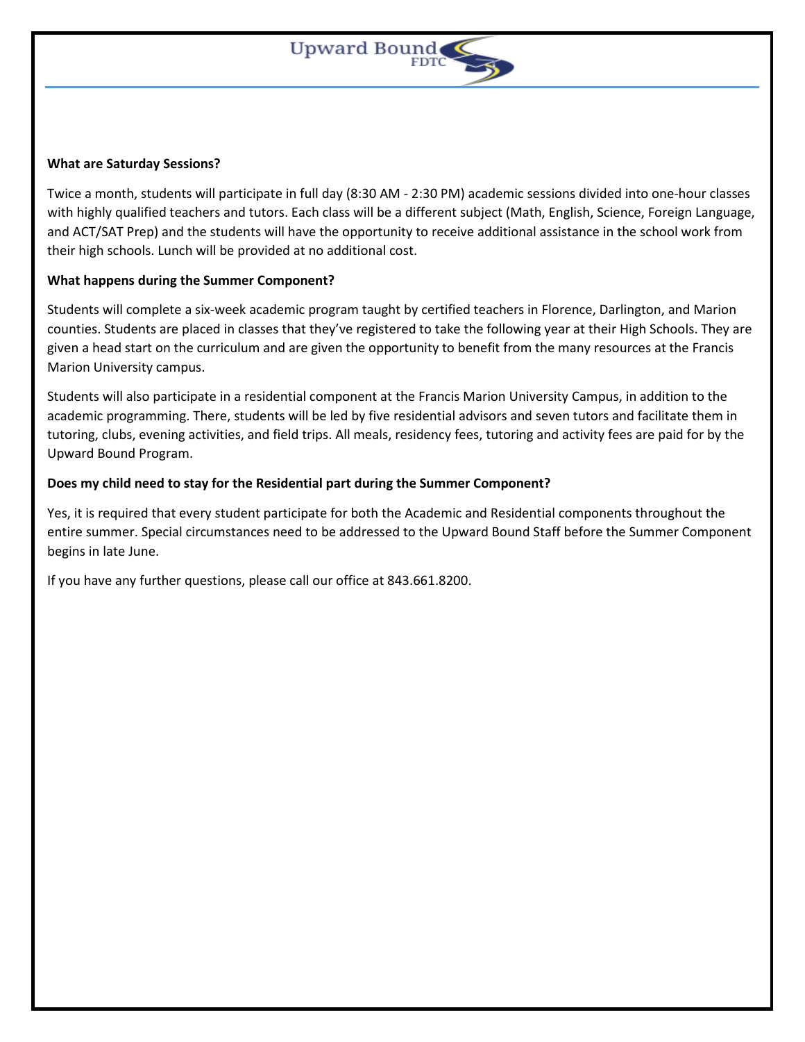**What are Saturday Sessions?**

Twice a month, students will participate in full day (8:30 AM - 2:30 PM) academic sessions divided into one-hour classes with highly qualified teachers and tutors. Each class will be a different subject (Math, English, Science, Foreign Language, and ACT/SAT Prep) and the students will have the opportunity to receive additional assistance in the school work from their high schools. Lunch will be provided at no additional cost.

**What happens during the Summer Component?**

Students will complete a six-week academic program taught by certified teachers in Florence, Darlington, and Marion counties. Students are placed in classes that they've registered to take the following year at their High Schools. They are given a head start on the curriculum and are given the opportunity to benefit from the many resources at the Francis Marion University campus.

Students will also participate in a residential component at the Francis Marion University Campus, in addition to the academic programming. There, students will be led by five residential advisors and seven tutors and facilitate them in tutoring, clubs, evening activities, and field trips. All meals, residency fees, tutoring and activity fees are paid for by the Upward Bound Program.

**Does my child need to stay for the Residential part during the Summer Component?**

Yes, it is required that every student participate for both the Academic and Residential components throughout the entire summer. Special circumstances need to be addressed to the Upward Bound Staff before the Summer Component begins in late June.

If you have any further questions, please call our office at 843.661.8200.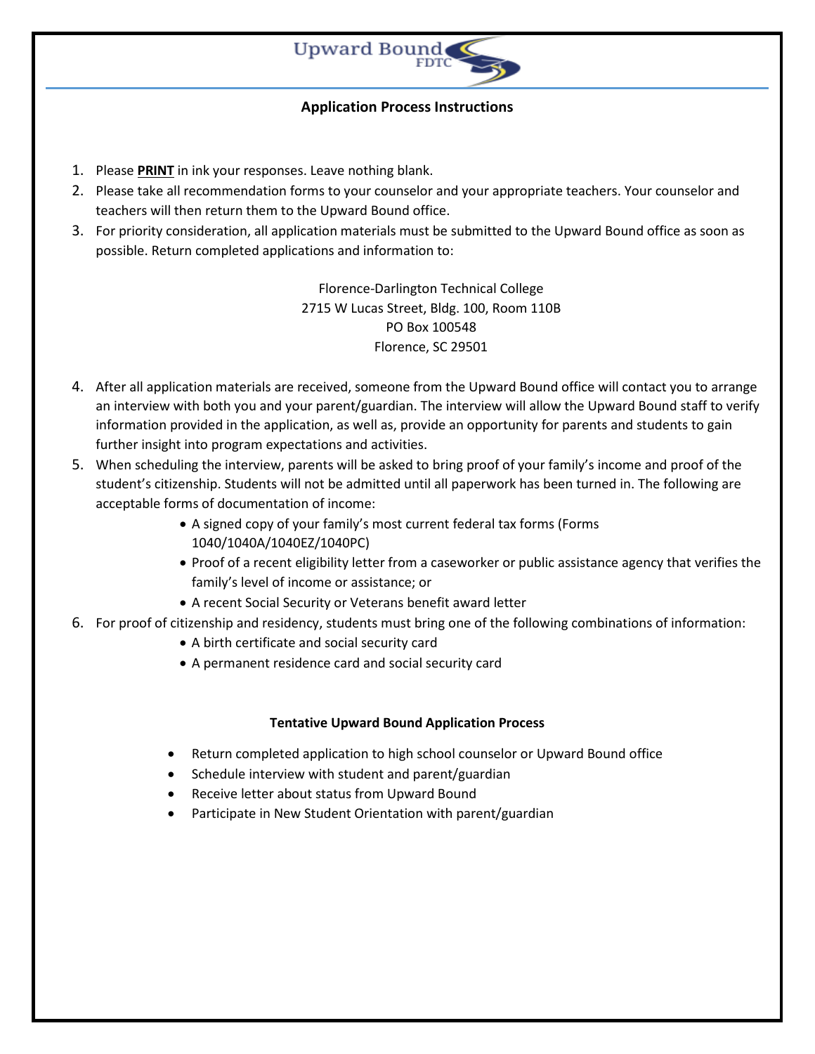Upward Bound FDTC

## Application Process Instructions

1. Please **PRINT** in ink your responses. Leave nothing blank.
2. Please take all recommendation forms to your counselor and your appropriate teachers. Your counselor and teachers will then return them to the Upward Bound office.
3. For priority consideration, all application materials must be submitted to the Upward Bound office as soon as possible. Return completed applications and information to:

   Florence-Darlington Technical College
   2715 W Lucas Street, Bldg. 100, Room 110B
   PO Box 100548
   Florence, SC 29501

4. After all application materials are received, someone from the Upward Bound office will contact you to arrange an interview with both you and your parent/guardian. The interview will allow the Upward Bound staff to verify information provided in the application, as well as, provide an opportunity for parents and students to gain further insight into program expectations and activities.
5. When scheduling the interview, parents will be asked to bring proof of your family's income and proof of the student's citizenship. Students will not be admitted until all paperwork has been turned in. The following are acceptable forms of documentation of income:
   - A signed copy of your family's most current federal tax forms (Forms 1040/1040A/1040EZ/1040PC)
   - Proof of a recent eligibility letter from a caseworker or public assistance agency that verifies the family's level of income or assistance; or
   - A recent Social Security or Veterans benefit award letter
6. For proof of citizenship and residency, students must bring one of the following combinations of information:
   - A birth certificate and social security card
   - A permanent residence card and social security card

### Tentative Upward Bound Application Process

- Return completed application to high school counselor or Upward Bound office
- Schedule interview with student and parent/guardian
- Receive letter about status from Upward Bound
- Participate in New Student Orientation with parent/guardian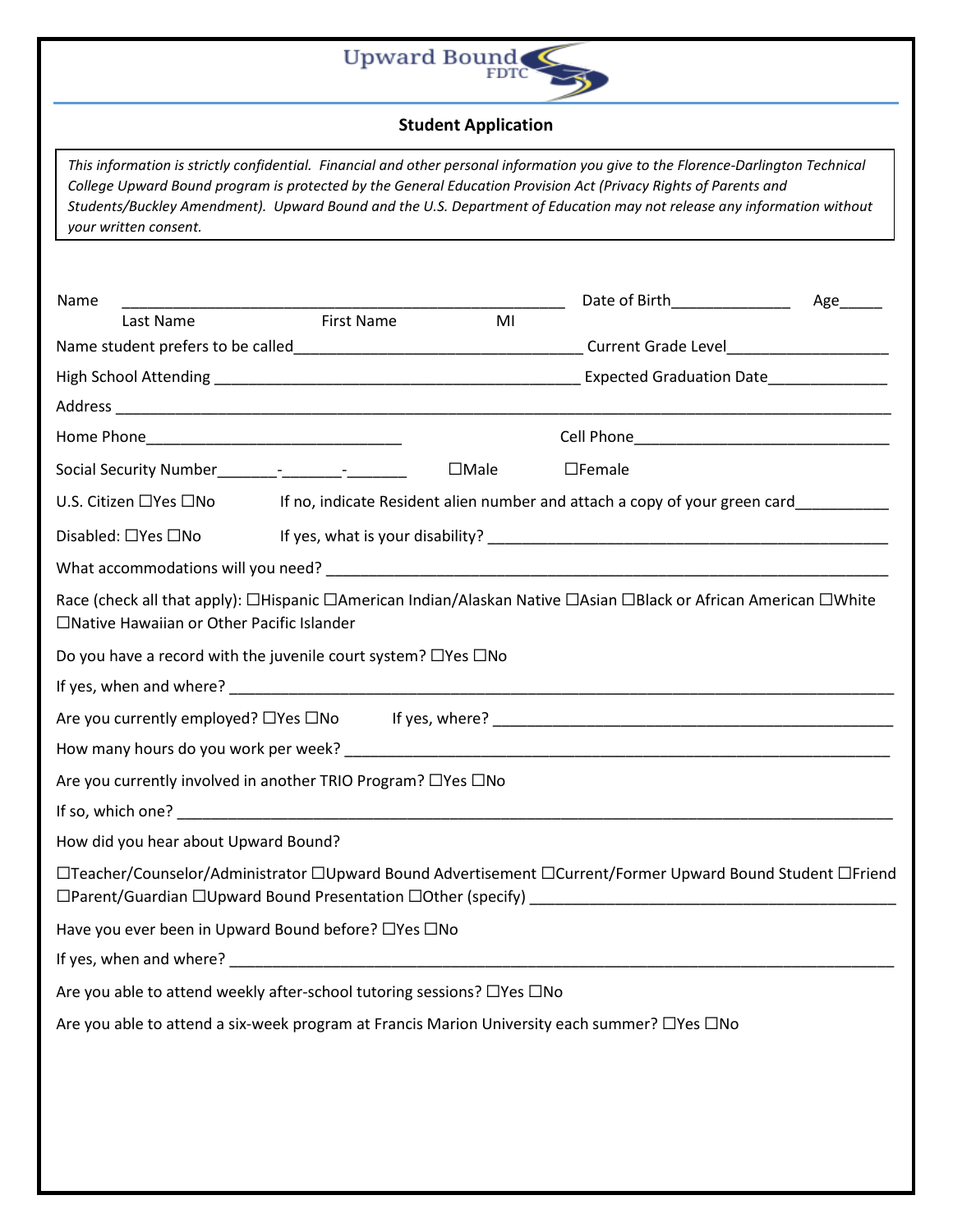Upward Bound FDTC

**Student Application**

*This information is strictly confidential. Financial and other personal information you give to the Florence-Darlington Technical College Upward Bound program is protected by the General Education Provision Act (Privacy Rights of Parents and Students/Buckley Amendment). Upward Bound and the U.S. Department of Education may not release any information without your written consent.*

Name ______________________________________________________ Date of Birth______________ Age_____
Last Name First Name MI

Name student prefers to be called___________________________________ Current Grade Level___________________

High School Attending ____________________________________________ Expected Graduation Date______________

Address ____________________________________________________________________________________________

Home Phone_______________________________ Cell Phone_______________________________

Social Security Number_______-_______-_______ ☐Male ☐Female

U.S. Citizen ☐Yes ☐No If no, indicate Resident alien number and attach a copy of your green card__________

Disabled: ☐Yes ☐No If yes, what is your disability? ________________________________________________

What accommodations will you need? _____________________________________________________________________

Race (check all that apply): ☐Hispanic ☐American Indian/Alaskan Native ☐Asian ☐Black or African American ☐White ☐Native Hawaiian or Other Pacific Islander

Do you have a record with the juvenile court system? ☐Yes ☐No

If yes, when and where? ______________________________________________________________________________

Are you currently employed? ☐Yes ☐No If yes, where? _________________________________________________

How many hours do you work per week? ___________________________________________________________________

Are you currently involved in another TRIO Program? ☐Yes ☐No

If so, which one? _____________________________________________________________________________________

How did you hear about Upward Bound?

☐Teacher/Counselor/Administrator ☐Upward Bound Advertisement ☐Current/Former Upward Bound Student ☐Friend ☐Parent/Guardian ☐Upward Bound Presentation ☐Other (specify) ___________________________________________

Have you ever been in Upward Bound before? ☐Yes ☐No

If yes, when and where? ______________________________________________________________________________

Are you able to attend weekly after-school tutoring sessions? ☐Yes ☐No

Are you able to attend a six-week program at Francis Marion University each summer? ☐Yes ☐No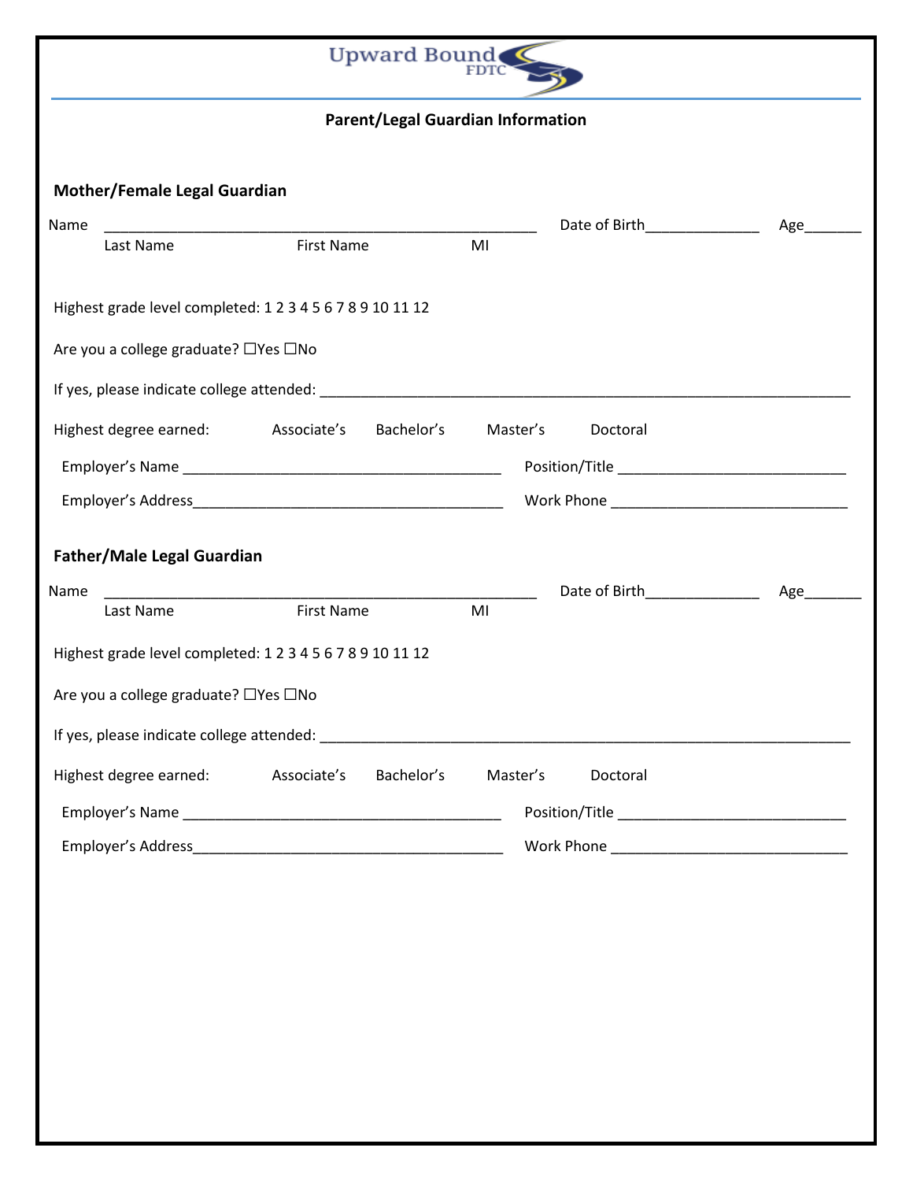Upward Bound FDTC

## Parent/Legal Guardian Information

### Mother/Female Legal Guardian

Name \_\_\_\_\_\_\_\_\_\_\_\_\_\_\_\_\_\_\_\_\_\_\_\_\_\_\_\_\_\_\_\_\_\_\_\_\_\_\_\_\_\_\_\_\_\_\_\_ Date of Birth\_\_\_\_\_\_\_\_\_\_\_\_\_\_ Age\_\_\_\_\_\_\_

Last Name First Name MI

Highest grade level completed: 1 2 3 4 5 6 7 8 9 10 11 12

Are you a college graduate? ☐Yes ☐No

If yes, please indicate college attended: \_\_\_\_\_\_\_\_\_\_\_\_\_\_\_\_\_\_\_\_\_\_\_\_\_\_\_\_\_\_\_\_\_\_\_\_\_\_\_\_\_\_\_\_\_\_\_\_\_\_\_\_\_\_\_\_\_\_\_\_\_\_\_\_\_\_

Highest degree earned: Associate's Bachelor's Master's Doctoral

Employer's Name \_\_\_\_\_\_\_\_\_\_\_\_\_\_\_\_\_\_\_\_\_\_\_\_\_\_\_\_\_\_\_\_\_\_\_\_\_\_\_\_ Position/Title \_\_\_\_\_\_\_\_\_\_\_\_\_\_\_\_\_\_\_\_\_\_\_\_\_\_\_\_\_\_

Employer's Address\_\_\_\_\_\_\_\_\_\_\_\_\_\_\_\_\_\_\_\_\_\_\_\_\_\_\_\_\_\_\_\_\_\_\_\_\_\_\_ Work Phone \_\_\_\_\_\_\_\_\_\_\_\_\_\_\_\_\_\_\_\_\_\_\_\_\_\_\_\_\_\_

### Father/Male Legal Guardian

Name \_\_\_\_\_\_\_\_\_\_\_\_\_\_\_\_\_\_\_\_\_\_\_\_\_\_\_\_\_\_\_\_\_\_\_\_\_\_\_\_\_\_\_\_\_\_\_\_ Date of Birth\_\_\_\_\_\_\_\_\_\_\_\_\_\_ Age\_\_\_\_\_\_\_

Last Name First Name MI

Highest grade level completed: 1 2 3 4 5 6 7 8 9 10 11 12

Are you a college graduate? ☐Yes ☐No

If yes, please indicate college attended: \_\_\_\_\_\_\_\_\_\_\_\_\_\_\_\_\_\_\_\_\_\_\_\_\_\_\_\_\_\_\_\_\_\_\_\_\_\_\_\_\_\_\_\_\_\_\_\_\_\_\_\_\_\_\_\_\_\_\_\_\_\_\_\_\_\_

Highest degree earned: Associate's Bachelor's Master's Doctoral

Employer's Name \_\_\_\_\_\_\_\_\_\_\_\_\_\_\_\_\_\_\_\_\_\_\_\_\_\_\_\_\_\_\_\_\_\_\_\_\_\_\_\_ Position/Title \_\_\_\_\_\_\_\_\_\_\_\_\_\_\_\_\_\_\_\_\_\_\_\_\_\_\_\_\_\_

Employer's Address\_\_\_\_\_\_\_\_\_\_\_\_\_\_\_\_\_\_\_\_\_\_\_\_\_\_\_\_\_\_\_\_\_\_\_\_\_\_\_ Work Phone \_\_\_\_\_\_\_\_\_\_\_\_\_\_\_\_\_\_\_\_\_\_\_\_\_\_\_\_\_\_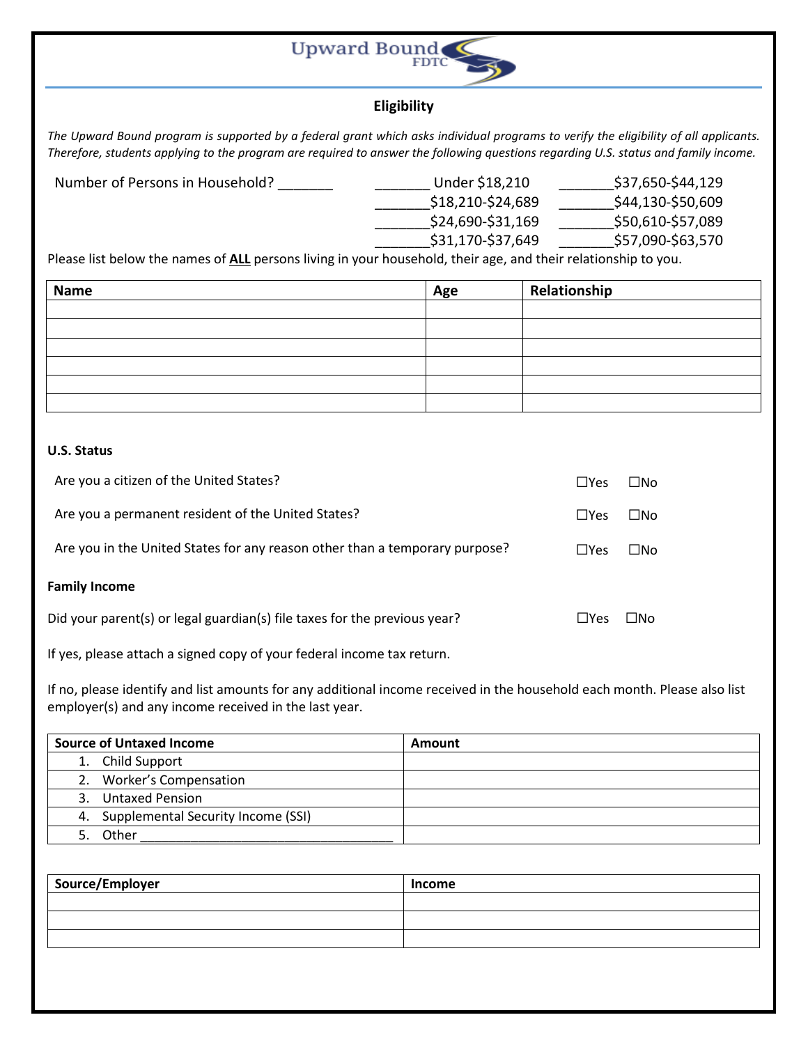Upward Bound FDTC

## Eligibility

*The Upward Bound program is supported by a federal grant which asks individual programs to verify the eligibility of all applicants. Therefore, students applying to the program are required to answer the following questions regarding U.S. status and family income.*

Number of Persons in Household? _______

_______ Under $18,210
_______$18,210-$24,689
_______$24,690-$31,169
_______$31,170-$37,649
_______$37,650-$44,129
_______$44,130-$50,609
_______$50,610-$57,089
_______$57,090-$63,570

Please list below the names of **ALL** persons living in your household, their age, and their relationship to you.

| Name | Age | Relationship |
|---|---|---|
| | | |
| | | |
| | | |
| | | |
| | | |
| | | |

**U.S. Status**

Are you a citizen of the United States? ☐Yes ☐No

Are you a permanent resident of the United States? ☐Yes ☐No

Are you in the United States for any reason other than a temporary purpose? ☐Yes ☐No

**Family Income**

Did your parent(s) or legal guardian(s) file taxes for the previous year? ☐Yes ☐No

If yes, please attach a signed copy of your federal income tax return.

If no, please identify and list amounts for any additional income received in the household each month. Please also list employer(s) and any income received in the last year.

| Source of Untaxed Income | Amount |
|---|---|
| 1. Child Support | |
| 2. Worker's Compensation | |
| 3. Untaxed Pension | |
| 4. Supplemental Security Income (SSI) | |
| 5. Other ___________________________________ | |

| Source/Employer | Income |
|---|---|
| | |
| | |
| | |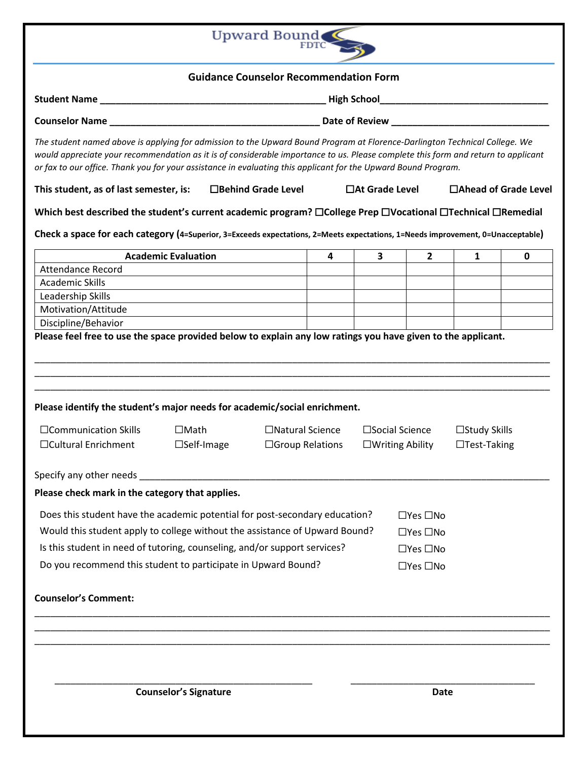Upward Bound FDTC

## Guidance Counselor Recommendation Form

**Student Name** ___________________________________________ **High School**_______________________________

**Counselor Name** ________________________________________ **Date of Review** _____________________________

*The student named above is applying for admission to the Upward Bound Program at Florence-Darlington Technical College. We would appreciate your recommendation as it is of considerable importance to us. Please complete this form and return to applicant or fax to our office. Thank you for your assistance in evaluating this applicant for the Upward Bound Program.*

**This student, as of last semester, is:** ☐**Behind Grade Level** ☐**At Grade Level** ☐**Ahead of Grade Level**

**Which best described the student's current academic program?** ☐**College Prep** ☐**Vocational** ☐**Technical** ☐**Remedial**

**Check a space for each category (4=Superior, 3=Exceeds expectations, 2=Meets expectations, 1=Needs improvement, 0=Unacceptable)**

| Academic Evaluation | 4 | 3 | 2 | 1 | 0 |
|---|---|---|---|---|---|
| Attendance Record | | | | | |
| Academic Skills | | | | | |
| Leadership Skills | | | | | |
| Motivation/Attitude | | | | | |
| Discipline/Behavior | | | | | |

**Please feel free to use the space provided below to explain any low ratings you have given to the applicant.**

_______________________________________________________________________________________________
_______________________________________________________________________________________________
_______________________________________________________________________________________________

**Please identify the student's major needs for academic/social enrichment.**

☐Communication Skills ☐Math ☐Natural Science ☐Social Science ☐Study Skills
☐Cultural Enrichment ☐Self-Image ☐Group Relations ☐Writing Ability ☐Test-Taking

Specify any other needs _____________________________________________________________________________

**Please check mark in the category that applies.**

Does this student have the academic potential for post-secondary education? ☐Yes ☐No
Would this student apply to college without the assistance of Upward Bound? ☐Yes ☐No
Is this student in need of tutoring, counseling, and/or support services? ☐Yes ☐No
Do you recommend this student to participate in Upward Bound? ☐Yes ☐No

**Counselor's Comment:**

_______________________________________________________________________________________________
_______________________________________________________________________________________________
_______________________________________________________________________________________________

_____________________________________________ ________________________________

**Counselor's Signature** **Date**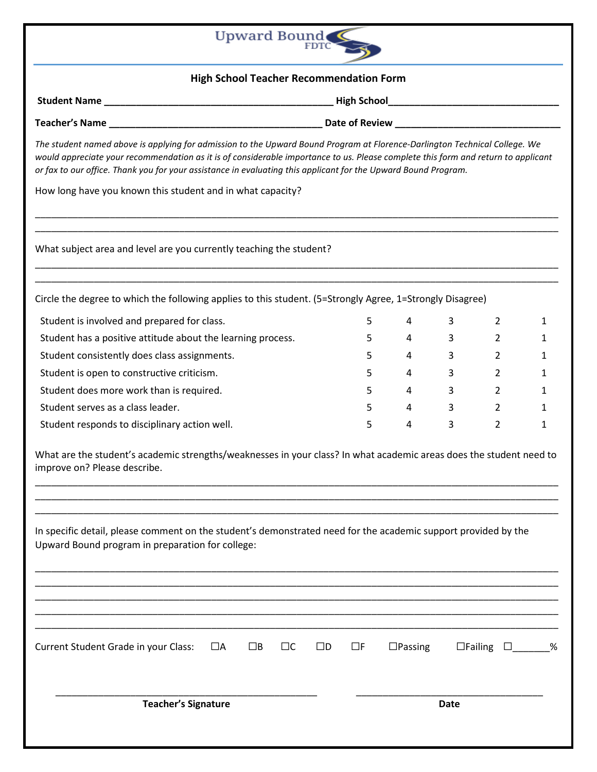Upward Bound FDTC

## High School Teacher Recommendation Form

**Student Name** ___________________________________________ **High School**_______________________________

**Teacher's Name** _______________________________________ **Date of Review** _______________________________

*The student named above is applying for admission to the Upward Bound Program at Florence-Darlington Technical College. We would appreciate your recommendation as it is of considerable importance to us. Please complete this form and return to applicant or fax to our office. Thank you for your assistance in evaluating this applicant for the Upward Bound Program.*

How long have you known this student and in what capacity?

_____________________________________________________________________________________________

_____________________________________________________________________________________________

What subject area and level are you currently teaching the student?

_____________________________________________________________________________________________

_____________________________________________________________________________________________

Circle the degree to which the following applies to this student. (5=Strongly Agree, 1=Strongly Disagree)

| | | | | | |
|---|---|---|---|---|---|
| Student is involved and prepared for class. | 5 | 4 | 3 | 2 | 1 |
| Student has a positive attitude about the learning process. | 5 | 4 | 3 | 2 | 1 |
| Student consistently does class assignments. | 5 | 4 | 3 | 2 | 1 |
| Student is open to constructive criticism. | 5 | 4 | 3 | 2 | 1 |
| Student does more work than is required. | 5 | 4 | 3 | 2 | 1 |
| Student serves as a class leader. | 5 | 4 | 3 | 2 | 1 |
| Student responds to disciplinary action well. | 5 | 4 | 3 | 2 | 1 |

What are the student's academic strengths/weaknesses in your class? In what academic areas does the student need to improve on? Please describe.

_____________________________________________________________________________________________

_____________________________________________________________________________________________

_____________________________________________________________________________________________

In specific detail, please comment on the student's demonstrated need for the academic support provided by the Upward Bound program in preparation for college:

_____________________________________________________________________________________________

_____________________________________________________________________________________________

_____________________________________________________________________________________________

_____________________________________________________________________________________________

_____________________________________________________________________________________________

Current Student Grade in your Class: ☐A ☐B ☐C ☐D ☐F ☐Passing ☐Failing ☐_______%

_______________________________________________ ___________________________________

**Teacher's Signature** **Date**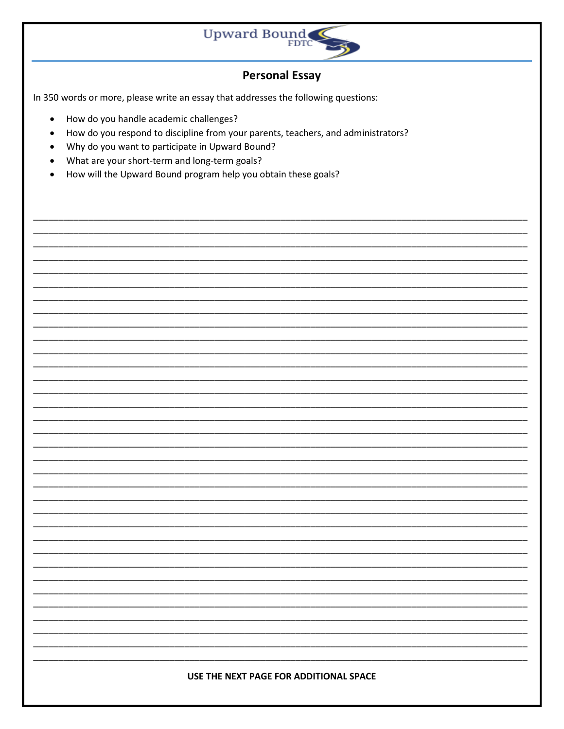Upward Bound FDTC

## Personal Essay

In 350 words or more, please write an essay that addresses the following questions:

- How do you handle academic challenges?
- How do you respond to discipline from your parents, teachers, and administrators?
- Why do you want to participate in Upward Bound?
- What are your short-term and long-term goals?
- How will the Upward Bound program help you obtain these goals?

**USE THE NEXT PAGE FOR ADDITIONAL SPACE**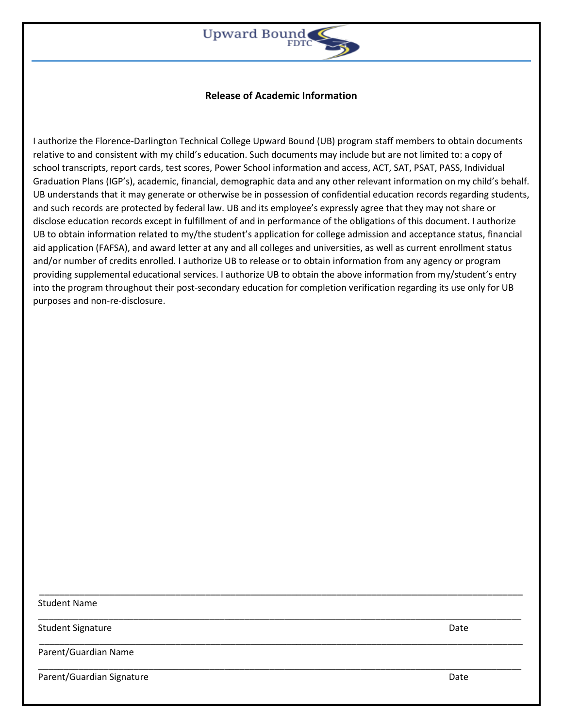Upward Bound FDTC

**Release of Academic Information**

I authorize the Florence-Darlington Technical College Upward Bound (UB) program staff members to obtain documents relative to and consistent with my child's education. Such documents may include but are not limited to: a copy of school transcripts, report cards, test scores, Power School information and access, ACT, SAT, PSAT, PASS, Individual Graduation Plans (IGP's), academic, financial, demographic data and any other relevant information on my child's behalf. UB understands that it may generate or otherwise be in possession of confidential education records regarding students, and such records are protected by federal law. UB and its employee's expressly agree that they may not share or disclose education records except in fulfillment of and in performance of the obligations of this document. I authorize UB to obtain information related to my/the student's application for college admission and acceptance status, financial aid application (FAFSA), and award letter at any and all colleges and universities, as well as current enrollment status and/or number of credits enrolled. I authorize UB to release or to obtain information from any agency or program providing supplemental educational services. I authorize UB to obtain the above information from my/student's entry into the program throughout their post-secondary education for completion verification regarding its use only for UB purposes and non-re-disclosure.

_______________________________________________________________________________________________

Student Name

_______________________________________________________________________________________________

Student Signature                                                                                                                                                    Date

_______________________________________________________________________________________________

Parent/Guardian Name

_______________________________________________________________________________________________

Parent/Guardian Signature                                                                                                                                      Date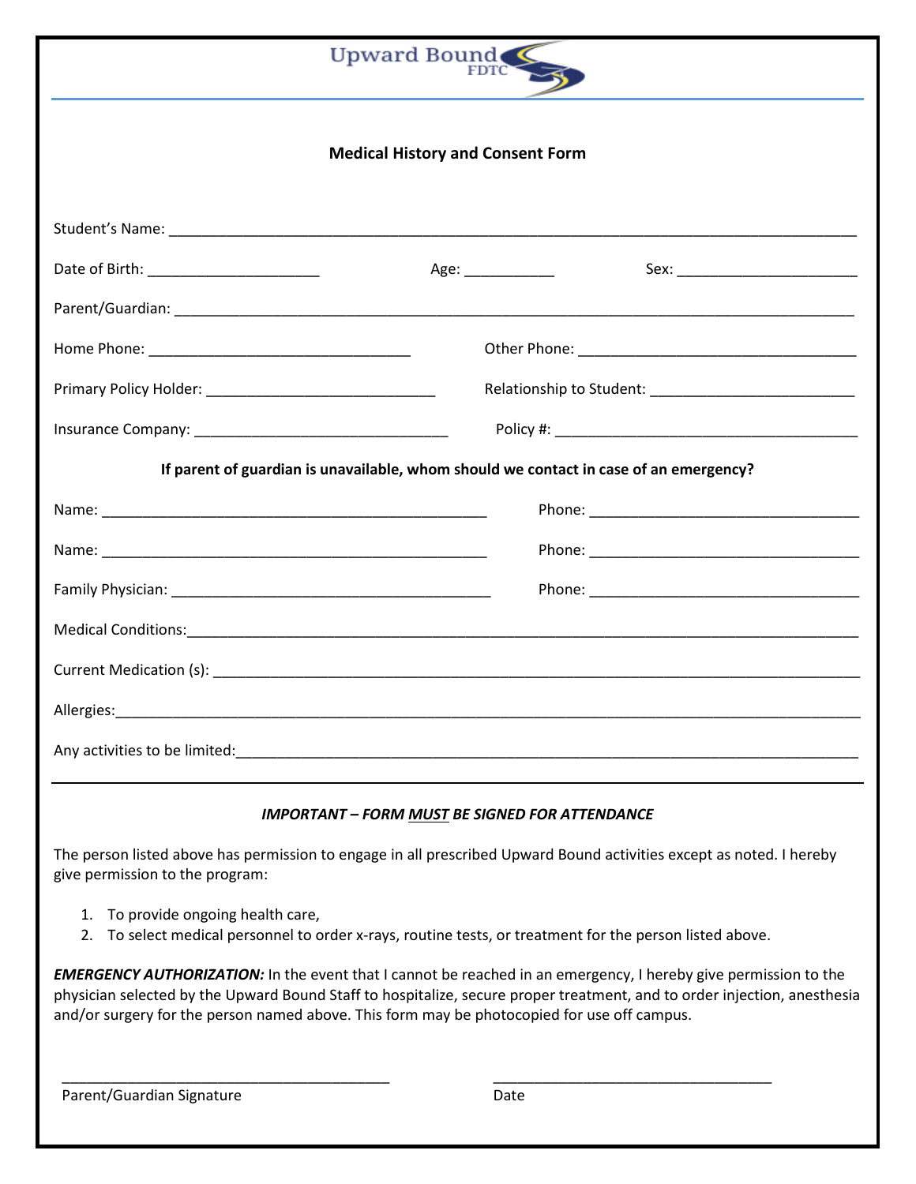Upward Bound FDTC

## Medical History and Consent Form

Student's Name: ______________________________________________________________________________

Date of Birth: ____________________ Age: __________ Sex: ____________________

Parent/Guardian: ______________________________________________________________________________

Home Phone: ______________________________ Other Phone: ________________________________

Primary Policy Holder: __________________________ Relationship to Student: _______________________

Insurance Company: ____________________________ Policy #: __________________________________

**If parent of guardian is unavailable, whom should we contact in case of an emergency?**

Name: _____________________________________________ Phone: ______________________________

Name: _____________________________________________ Phone: ______________________________

Family Physician: ____________________________________ Phone: ______________________________

Medical Conditions:____________________________________________________________________________

Current Medication (s): _________________________________________________________________________

Allergies:______________________________________________________________________________________

Any activities to be limited:_____________________________________________________________________

---

***IMPORTANT – FORM MUST BE SIGNED FOR ATTENDANCE***

The person listed above has permission to engage in all prescribed Upward Bound activities except as noted. I hereby give permission to the program:

1. To provide ongoing health care,
2. To select medical personnel to order x-rays, routine tests, or treatment for the person listed above.

***EMERGENCY AUTHORIZATION:*** In the event that I cannot be reached in an emergency, I hereby give permission to the physician selected by the Upward Bound Staff to hospitalize, secure proper treatment, and to order injection, anesthesia and/or surgery for the person named above. This form may be photocopied for use off campus.

_______________________________________ _________________________________

Parent/Guardian Signature Date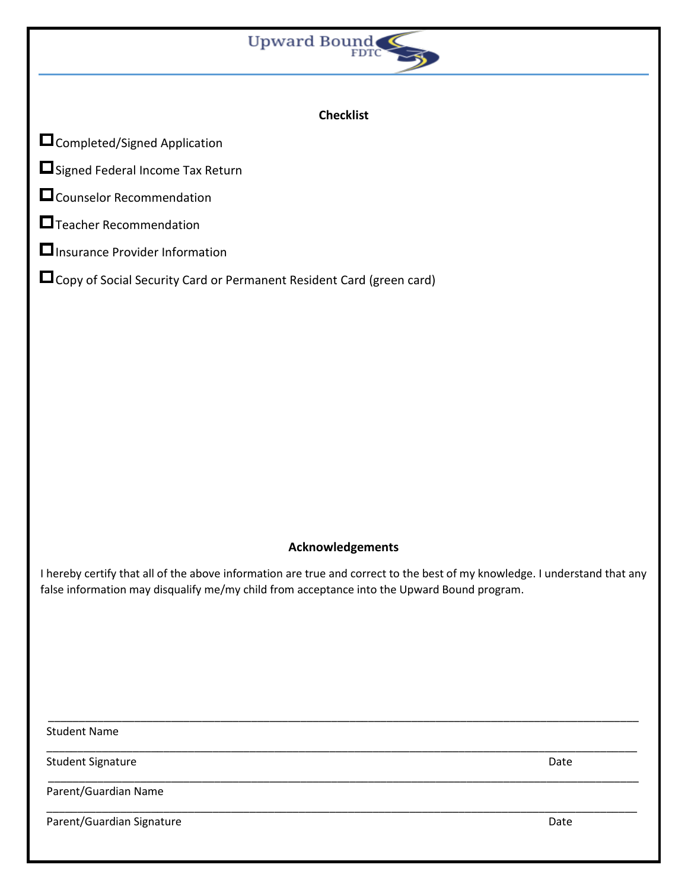Upward Bound FDTC

## Checklist

- ☐ Completed/Signed Application
- ☐ Signed Federal Income Tax Return
- ☐ Counselor Recommendation
- ☐ Teacher Recommendation
- ☐ Insurance Provider Information
- ☐ Copy of Social Security Card or Permanent Resident Card (green card)

## Acknowledgements

I hereby certify that all of the above information are true and correct to the best of my knowledge. I understand that any false information may disqualify me/my child from acceptance into the Upward Bound program.

_______________________________________________________________________________

Student Name

_______________________________________________________________________________

Student Signature Date

_______________________________________________________________________________

Parent/Guardian Name

_______________________________________________________________________________

Parent/Guardian Signature Date